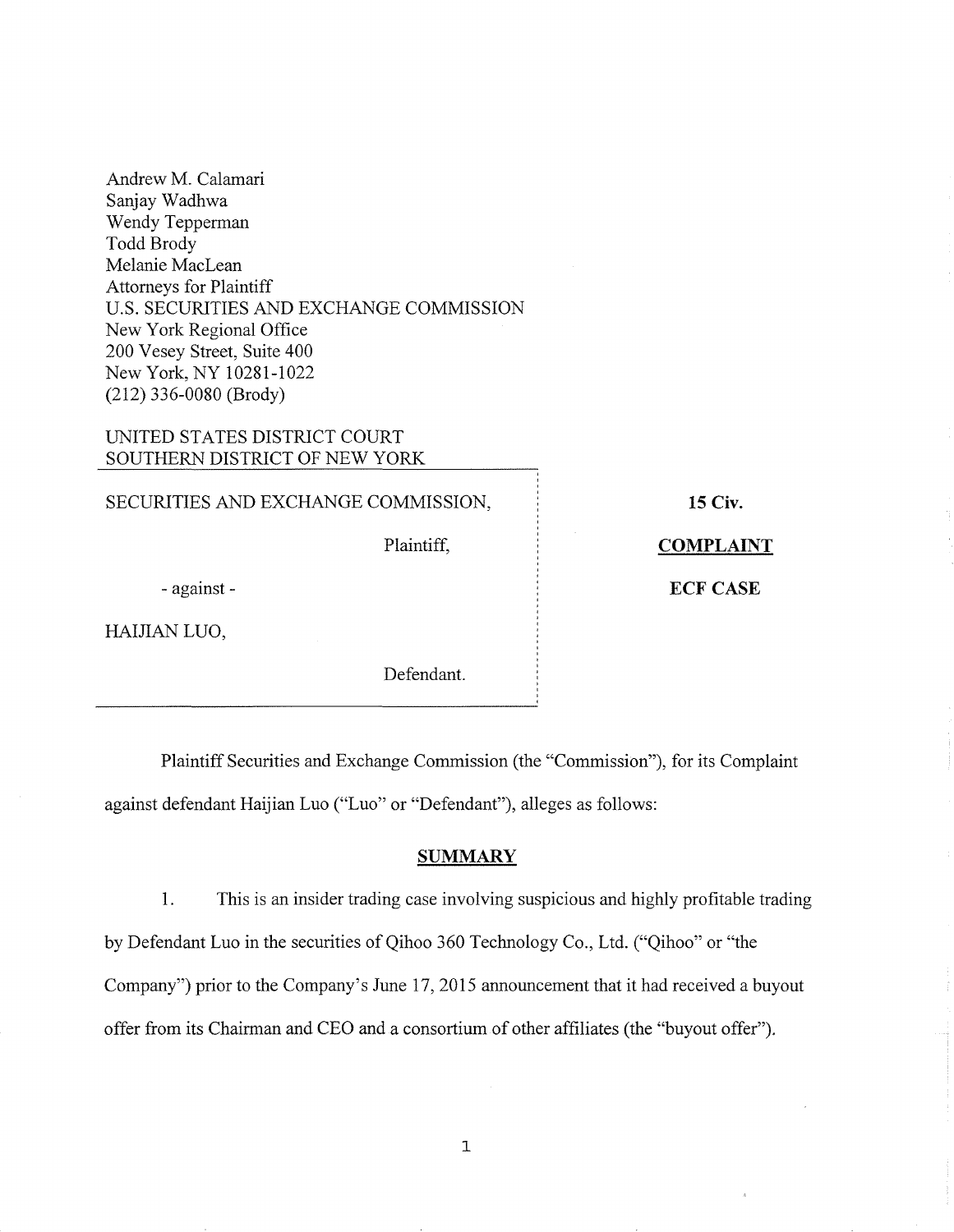Andrew M. Calamari
Sanjay Wadhwa
Wendy Tepperman
Todd Brody
Melanie MacLean
Attorneys for Plaintiff
U.S. SECURITIES AND EXCHANGE COMMISSION
New York Regional Office
200 Vesey Street, Suite 400
New York, NY 10281-1022
(212) 336-0080 (Brody)

UNITED STATES DISTRICT COURT
SOUTHERN DISTRICT OF NEW YORK

SECURITIES AND EXCHANGE COMMISSION,

Plaintiff,

- against -

HAIJIAN LUO,

Defendant.

**15 Civ.**

**COMPLAINT**

**ECF CASE**

Plaintiff Securities and Exchange Commission (the "Commission"), for its Complaint against defendant Haijian Luo ("Luo" or "Defendant"), alleges as follows:

## SUMMARY

1. This is an insider trading case involving suspicious and highly profitable trading by Defendant Luo in the securities of Qihoo 360 Technology Co., Ltd. ("Qihoo" or "the Company") prior to the Company's June 17, 2015 announcement that it had received a buyout offer from its Chairman and CEO and a consortium of other affiliates (the "buyout offer").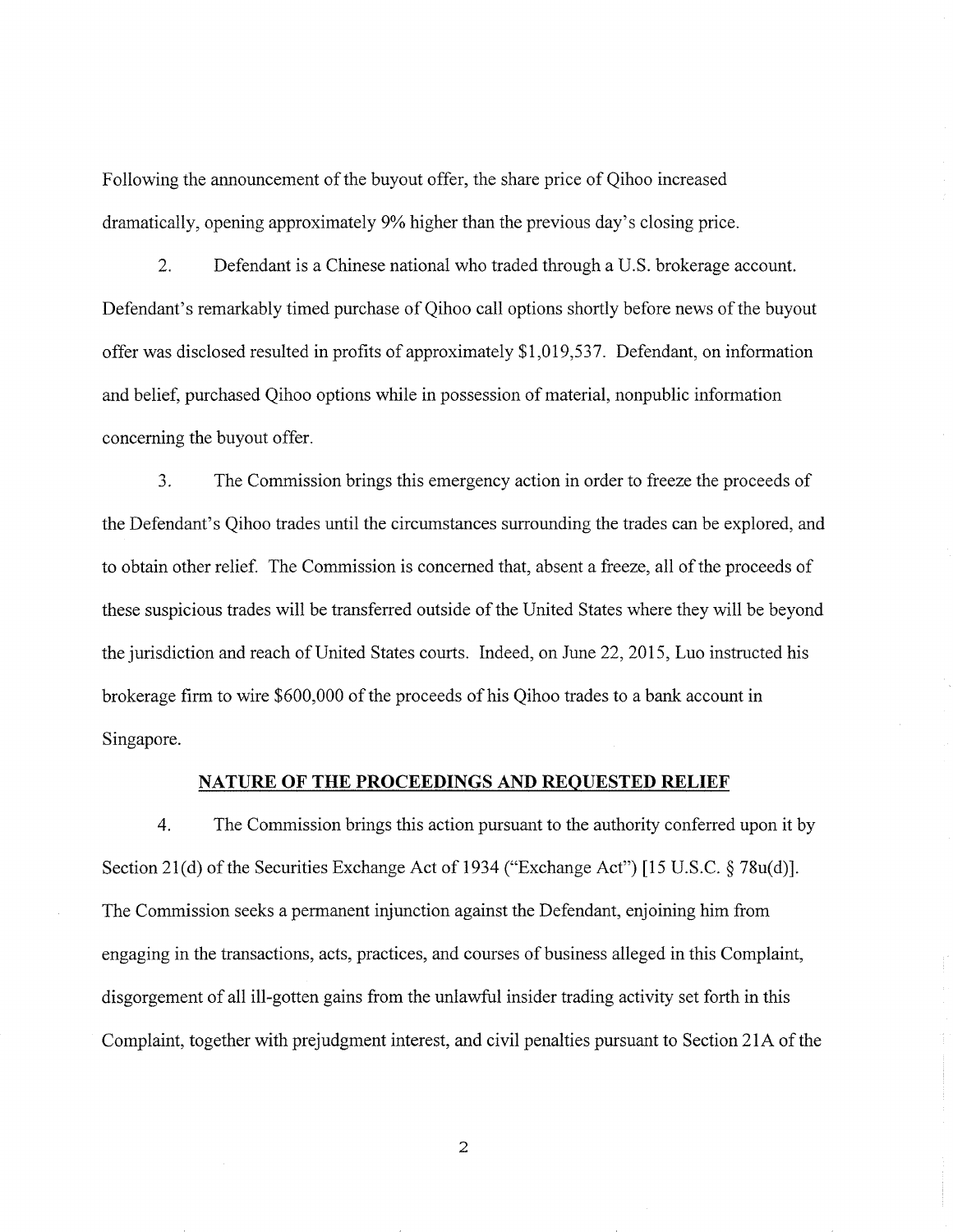Following the announcement of the buyout offer, the share price of Qihoo increased dramatically, opening approximately 9% higher than the previous day's closing price.

2. Defendant is a Chinese national who traded through a U.S. brokerage account. Defendant's remarkably timed purchase of Qihoo call options shortly before news of the buyout offer was disclosed resulted in profits of approximately $1,019,537. Defendant, on information and belief, purchased Qihoo options while in possession of material, nonpublic information concerning the buyout offer.

3. The Commission brings this emergency action in order to freeze the proceeds of the Defendant's Qihoo trades until the circumstances surrounding the trades can be explored, and to obtain other relief. The Commission is concerned that, absent a freeze, all of the proceeds of these suspicious trades will be transferred outside of the United States where they will be beyond the jurisdiction and reach of United States courts. Indeed, on June 22, 2015, Luo instructed his brokerage firm to wire $600,000 of the proceeds of his Qihoo trades to a bank account in Singapore.

## NATURE OF THE PROCEEDINGS AND REQUESTED RELIEF

4. The Commission brings this action pursuant to the authority conferred upon it by Section 21(d) of the Securities Exchange Act of 1934 ("Exchange Act") [15 U.S.C. § 78u(d)]. The Commission seeks a permanent injunction against the Defendant, enjoining him from engaging in the transactions, acts, practices, and courses of business alleged in this Complaint, disgorgement of all ill-gotten gains from the unlawful insider trading activity set forth in this Complaint, together with prejudgment interest, and civil penalties pursuant to Section 21A of the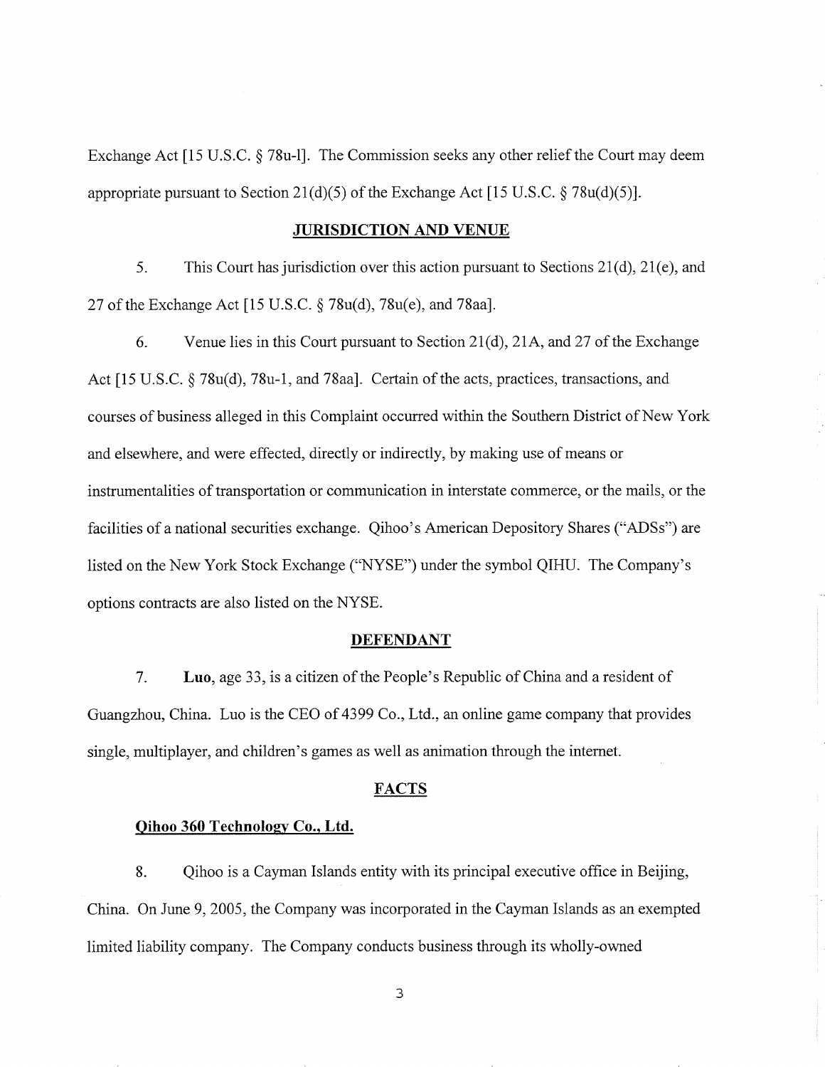Exchange Act [15 U.S.C. § 78u-l]. The Commission seeks any other relief the Court may deem appropriate pursuant to Section 21(d)(5) of the Exchange Act [15 U.S.C. § 78u(d)(5)].

## JURISDICTION AND VENUE

5. This Court has jurisdiction over this action pursuant to Sections 21(d), 21(e), and 27 of the Exchange Act [15 U.S.C. § 78u(d), 78u(e), and 78aa].

6. Venue lies in this Court pursuant to Section 21(d), 21A, and 27 of the Exchange Act [15 U.S.C. § 78u(d), 78u-1, and 78aa]. Certain of the acts, practices, transactions, and courses of business alleged in this Complaint occurred within the Southern District of New York and elsewhere, and were effected, directly or indirectly, by making use of means or instrumentalities of transportation or communication in interstate commerce, or the mails, or the facilities of a national securities exchange. Qihoo's American Depository Shares ("ADSs") are listed on the New York Stock Exchange ("NYSE") under the symbol QIHU. The Company's options contracts are also listed on the NYSE.

## DEFENDANT

7. **Luo**, age 33, is a citizen of the People's Republic of China and a resident of Guangzhou, China. Luo is the CEO of 4399 Co., Ltd., an online game company that provides single, multiplayer, and children's games as well as animation through the internet.

## FACTS

### Qihoo 360 Technology Co., Ltd.

8. Qihoo is a Cayman Islands entity with its principal executive office in Beijing, China. On June 9, 2005, the Company was incorporated in the Cayman Islands as an exempted limited liability company. The Company conducts business through its wholly-owned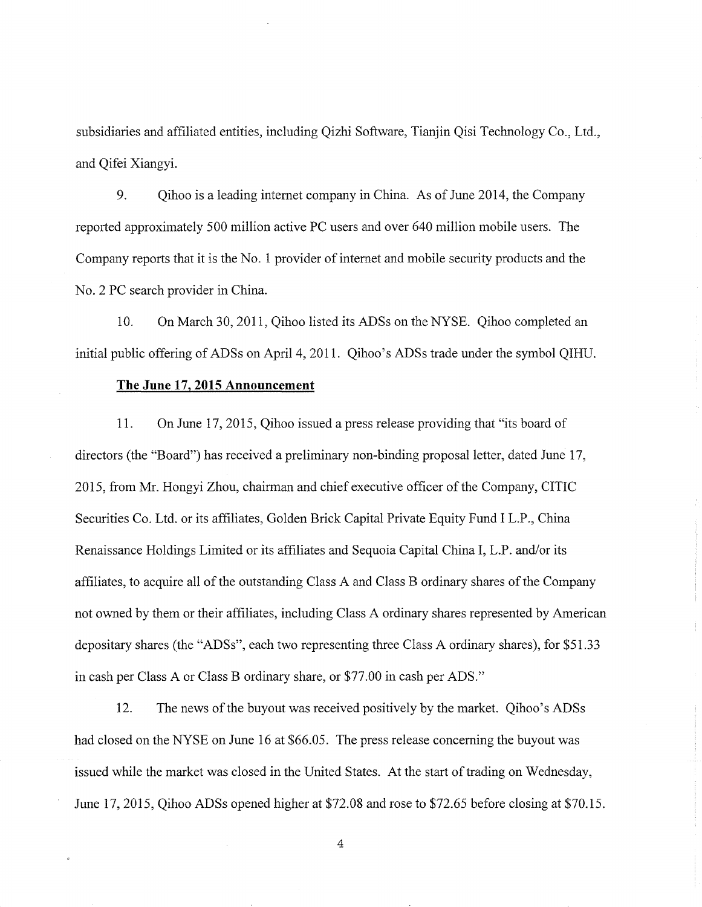subsidiaries and affiliated entities, including Qizhi Software, Tianjin Qisi Technology Co., Ltd., and Qifei Xiangyi.

9. Qihoo is a leading internet company in China. As of June 2014, the Company reported approximately 500 million active PC users and over 640 million mobile users. The Company reports that it is the No. 1 provider of internet and mobile security products and the No. 2 PC search provider in China.

10. On March 30, 2011, Qihoo listed its ADSs on the NYSE. Qihoo completed an initial public offering of ADSs on April 4, 2011. Qihoo's ADSs trade under the symbol QIHU.

**The June 17, 2015 Announcement**

11. On June 17, 2015, Qihoo issued a press release providing that "its board of directors (the "Board") has received a preliminary non-binding proposal letter, dated June 17, 2015, from Mr. Hongyi Zhou, chairman and chief executive officer of the Company, CITIC Securities Co. Ltd. or its affiliates, Golden Brick Capital Private Equity Fund I L.P., China Renaissance Holdings Limited or its affiliates and Sequoia Capital China I, L.P. and/or its affiliates, to acquire all of the outstanding Class A and Class B ordinary shares of the Company not owned by them or their affiliates, including Class A ordinary shares represented by American depositary shares (the "ADSs", each two representing three Class A ordinary shares), for $51.33 in cash per Class A or Class B ordinary share, or $77.00 in cash per ADS."

12. The news of the buyout was received positively by the market. Qihoo's ADSs had closed on the NYSE on June 16 at $66.05. The press release concerning the buyout was issued while the market was closed in the United States. At the start of trading on Wednesday, June 17, 2015, Qihoo ADSs opened higher at $72.08 and rose to $72.65 before closing at $70.15.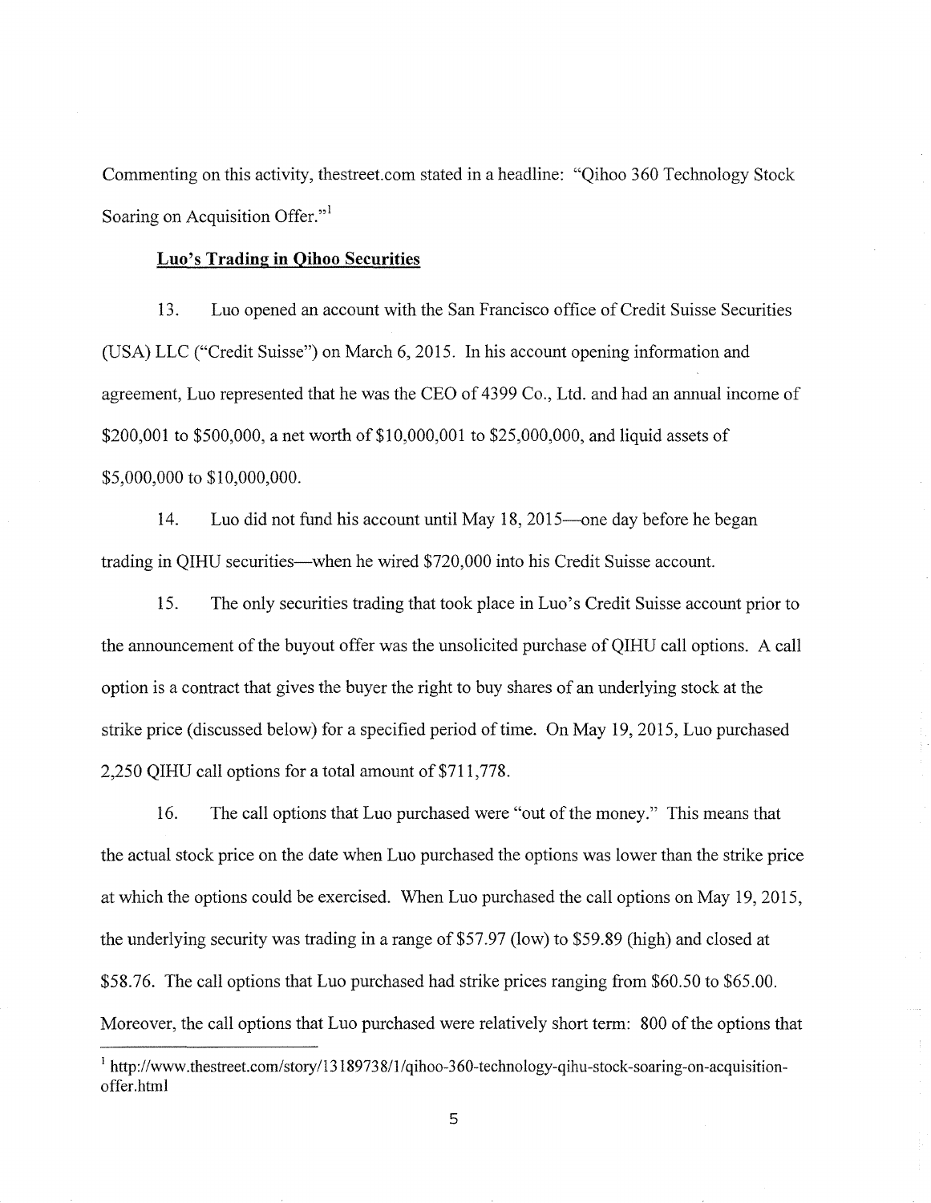Commenting on this activity, thestreet.com stated in a headline: "Qihoo 360 Technology Stock Soaring on Acquisition Offer."[1]

**Luo's Trading in Qihoo Securities**

13. Luo opened an account with the San Francisco office of Credit Suisse Securities (USA) LLC ("Credit Suisse") on March 6, 2015. In his account opening information and agreement, Luo represented that he was the CEO of 4399 Co., Ltd. and had an annual income of $200,001 to $500,000, a net worth of $10,000,001 to $25,000,000, and liquid assets of $5,000,000 to $10,000,000.

14. Luo did not fund his account until May 18, 2015—one day before he began trading in QIHU securities—when he wired $720,000 into his Credit Suisse account.

15. The only securities trading that took place in Luo's Credit Suisse account prior to the announcement of the buyout offer was the unsolicited purchase of QIHU call options. A call option is a contract that gives the buyer the right to buy shares of an underlying stock at the strike price (discussed below) for a specified period of time. On May 19, 2015, Luo purchased 2,250 QIHU call options for a total amount of $711,778.

16. The call options that Luo purchased were "out of the money." This means that the actual stock price on the date when Luo purchased the options was lower than the strike price at which the options could be exercised. When Luo purchased the call options on May 19, 2015, the underlying security was trading in a range of $57.97 (low) to $59.89 (high) and closed at $58.76. The call options that Luo purchased had strike prices ranging from $60.50 to $65.00. Moreover, the call options that Luo purchased were relatively short term: 800 of the options that

[1] http://www.thestreet.com/story/13189738/1/qihoo-360-technology-qihu-stock-soaring-on-acquisition-offer.html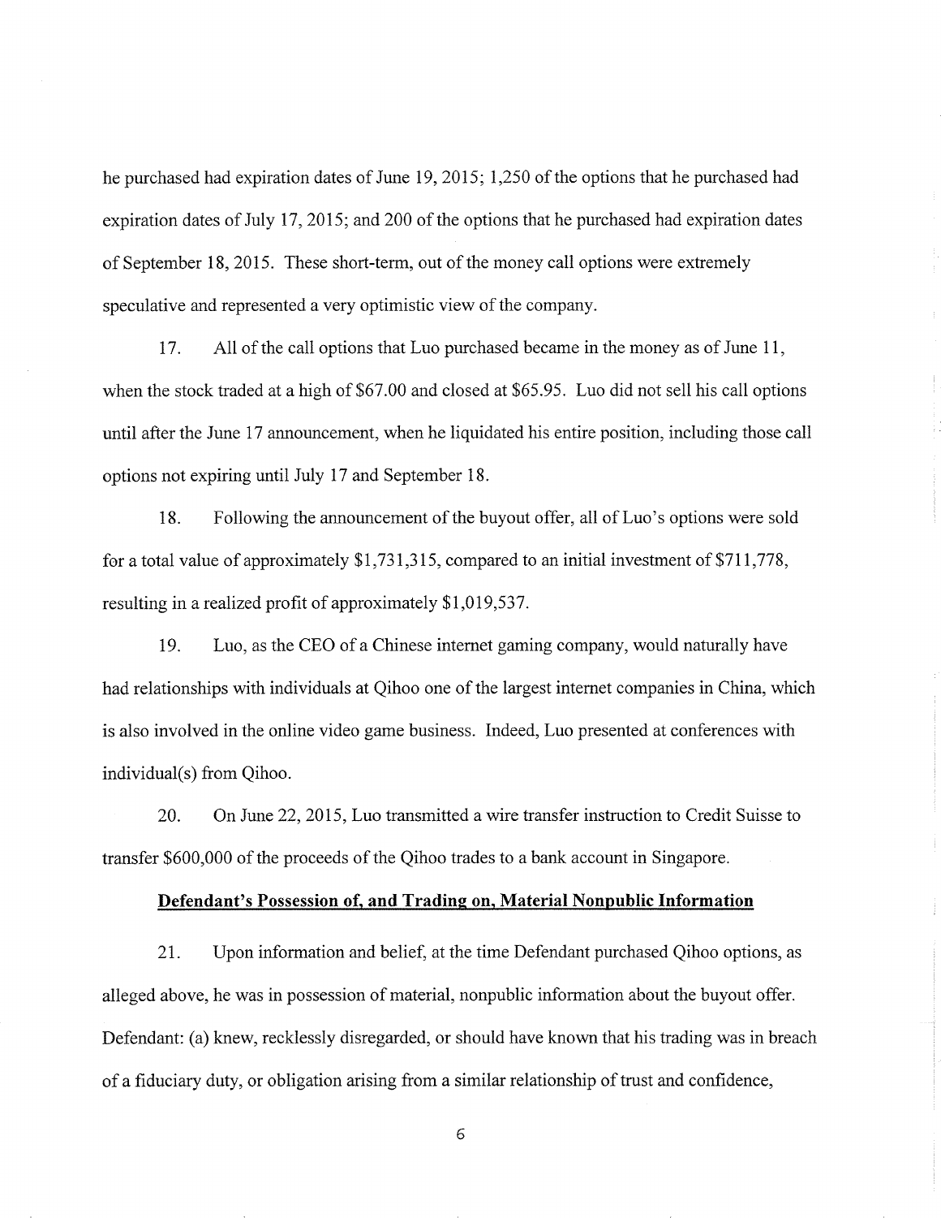he purchased had expiration dates of June 19, 2015; 1,250 of the options that he purchased had expiration dates of July 17, 2015; and 200 of the options that he purchased had expiration dates of September 18, 2015. These short-term, out of the money call options were extremely speculative and represented a very optimistic view of the company.

17. All of the call options that Luo purchased became in the money as of June 11, when the stock traded at a high of $67.00 and closed at $65.95. Luo did not sell his call options until after the June 17 announcement, when he liquidated his entire position, including those call options not expiring until July 17 and September 18.

18. Following the announcement of the buyout offer, all of Luo's options were sold for a total value of approximately $1,731,315, compared to an initial investment of $711,778, resulting in a realized profit of approximately $1,019,537.

19. Luo, as the CEO of a Chinese internet gaming company, would naturally have had relationships with individuals at Qihoo one of the largest internet companies in China, which is also involved in the online video game business. Indeed, Luo presented at conferences with individual(s) from Qihoo.

20. On June 22, 2015, Luo transmitted a wire transfer instruction to Credit Suisse to transfer $600,000 of the proceeds of the Qihoo trades to a bank account in Singapore.

**Defendant's Possession of, and Trading on, Material Nonpublic Information**

21. Upon information and belief, at the time Defendant purchased Qihoo options, as alleged above, he was in possession of material, nonpublic information about the buyout offer. Defendant: (a) knew, recklessly disregarded, or should have known that his trading was in breach of a fiduciary duty, or obligation arising from a similar relationship of trust and confidence,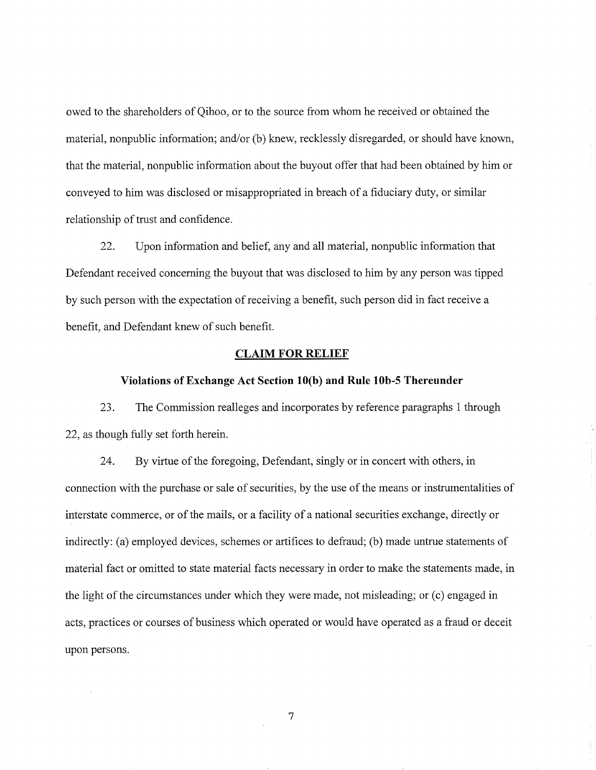owed to the shareholders of Qihoo, or to the source from whom he received or obtained the material, nonpublic information; and/or (b) knew, recklessly disregarded, or should have known, that the material, nonpublic information about the buyout offer that had been obtained by him or conveyed to him was disclosed or misappropriated in breach of a fiduciary duty, or similar relationship of trust and confidence.

22. Upon information and belief, any and all material, nonpublic information that Defendant received concerning the buyout that was disclosed to him by any person was tipped by such person with the expectation of receiving a benefit, such person did in fact receive a benefit, and Defendant knew of such benefit.

## CLAIM FOR RELIEF

### Violations of Exchange Act Section 10(b) and Rule 10b-5 Thereunder

23. The Commission realleges and incorporates by reference paragraphs 1 through 22, as though fully set forth herein.

24. By virtue of the foregoing, Defendant, singly or in concert with others, in connection with the purchase or sale of securities, by the use of the means or instrumentalities of interstate commerce, or of the mails, or a facility of a national securities exchange, directly or indirectly: (a) employed devices, schemes or artifices to defraud; (b) made untrue statements of material fact or omitted to state material facts necessary in order to make the statements made, in the light of the circumstances under which they were made, not misleading; or (c) engaged in acts, practices or courses of business which operated or would have operated as a fraud or deceit upon persons.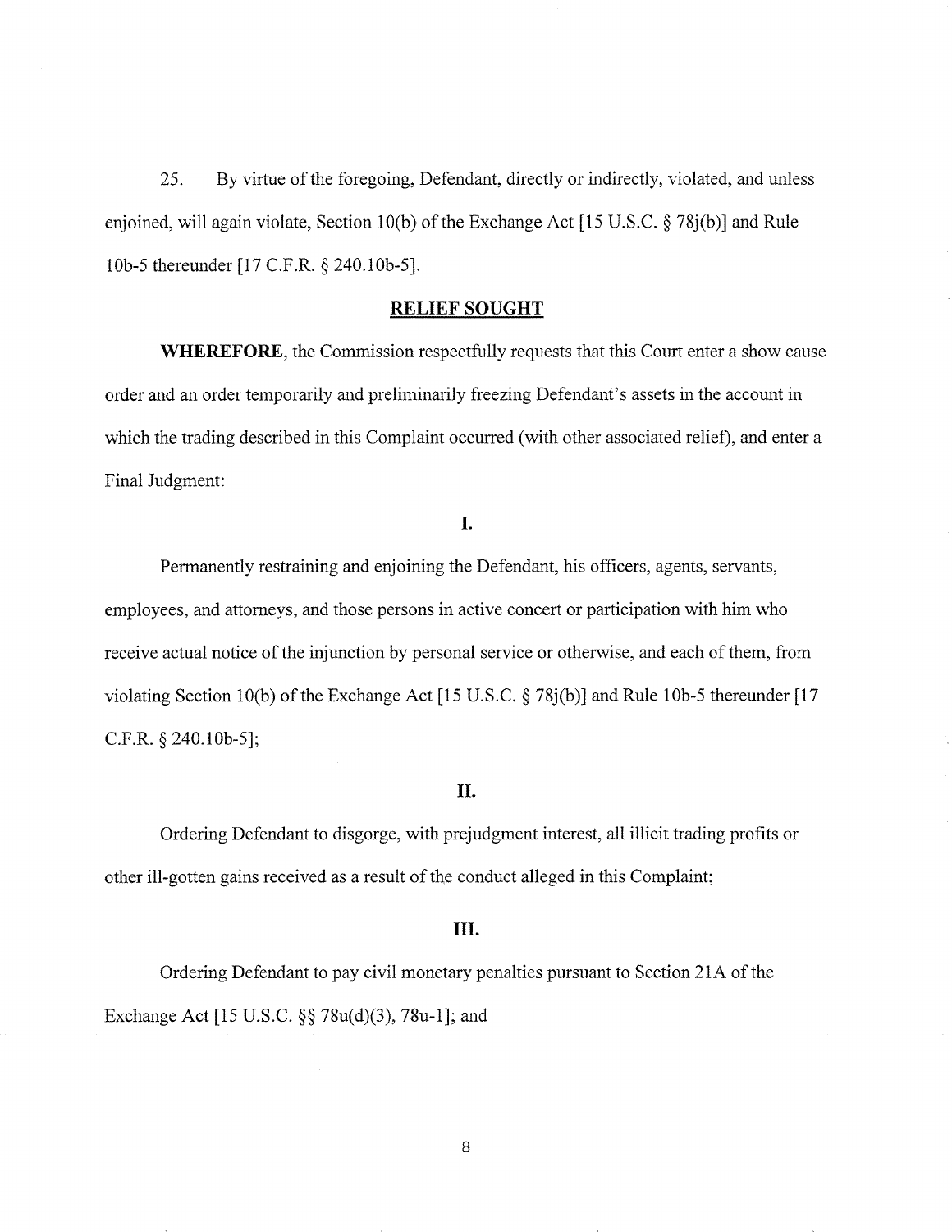25. By virtue of the foregoing, Defendant, directly or indirectly, violated, and unless enjoined, will again violate, Section 10(b) of the Exchange Act [15 U.S.C. § 78j(b)] and Rule 10b-5 thereunder [17 C.F.R. § 240.10b-5].

## RELIEF SOUGHT

**WHEREFORE**, the Commission respectfully requests that this Court enter a show cause order and an order temporarily and preliminarily freezing Defendant's assets in the account in which the trading described in this Complaint occurred (with other associated relief), and enter a Final Judgment:

### I.

Permanently restraining and enjoining the Defendant, his officers, agents, servants, employees, and attorneys, and those persons in active concert or participation with him who receive actual notice of the injunction by personal service or otherwise, and each of them, from violating Section 10(b) of the Exchange Act [15 U.S.C. § 78j(b)] and Rule 10b-5 thereunder [17 C.F.R. § 240.10b-5];

### II.

Ordering Defendant to disgorge, with prejudgment interest, all illicit trading profits or other ill-gotten gains received as a result of the conduct alleged in this Complaint;

### III.

Ordering Defendant to pay civil monetary penalties pursuant to Section 21A of the Exchange Act [15 U.S.C. §§ 78u(d)(3), 78u-1]; and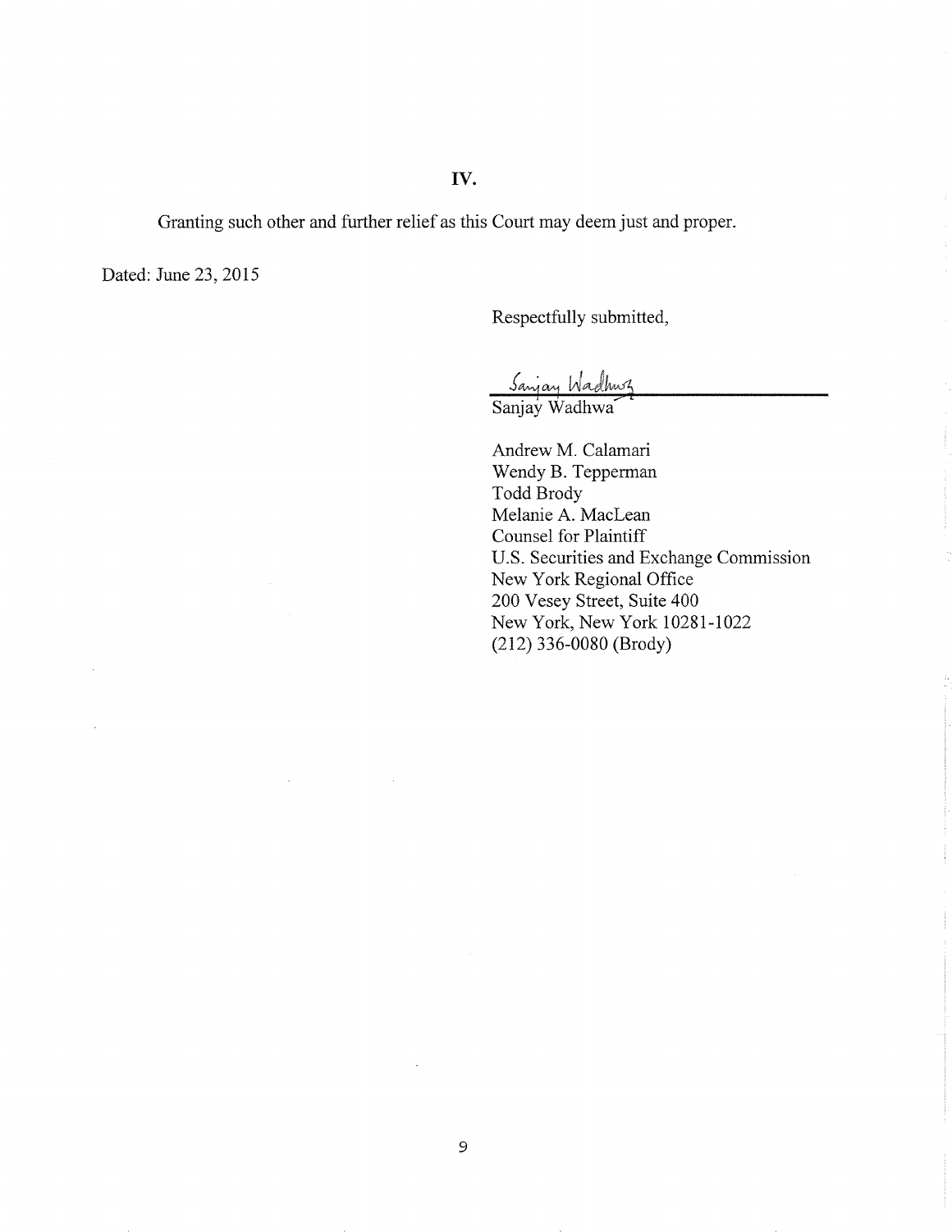**IV.**

Granting such other and further relief as this Court may deem just and proper.

Dated: June 23, 2015

Respectfully submitted,

Sanjay Wadhwa

Sanjay Wadhwa

Andrew M. Calamari
Wendy B. Tepperman
Todd Brody
Melanie A. MacLean
Counsel for Plaintiff
U.S. Securities and Exchange Commission
New York Regional Office
200 Vesey Street, Suite 400
New York, New York 10281-1022
(212) 336-0080 (Brody)